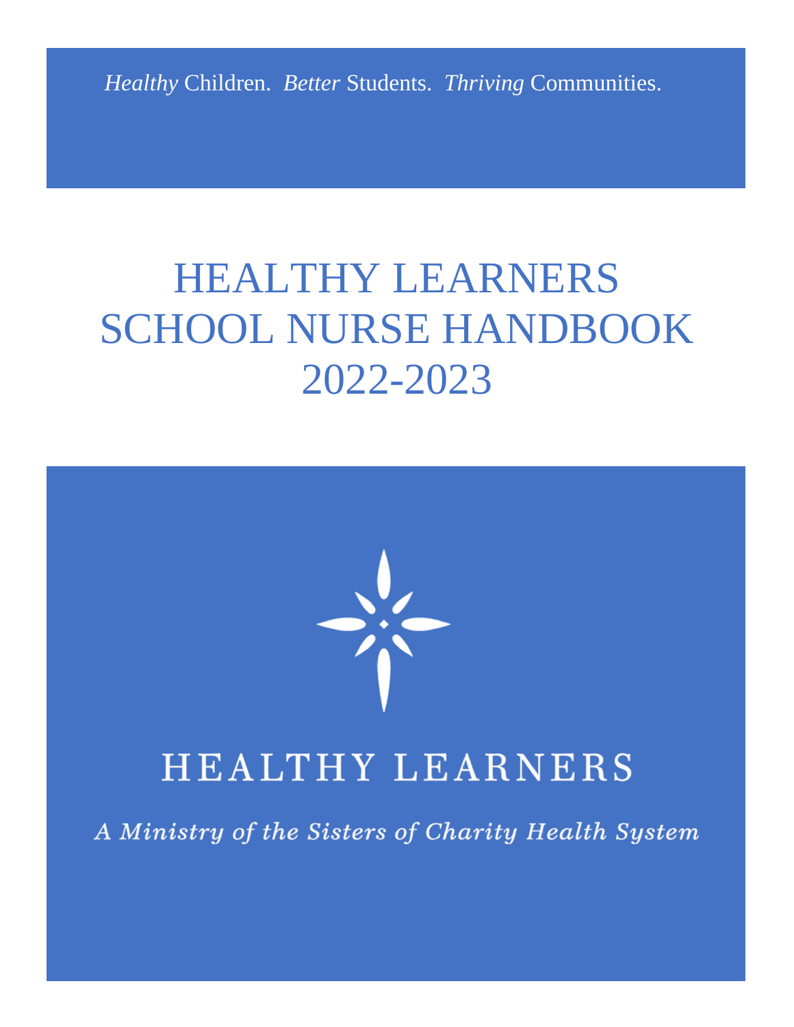*Healthy* Children. *Better* Students. *Thriving* Communities.

# HEALTHY LEARNERS SCHOOL NURSE HANDBOOK 2022-2023

HEALTHY LEARNERS

*A Ministry of the Sisters of Charity Health System*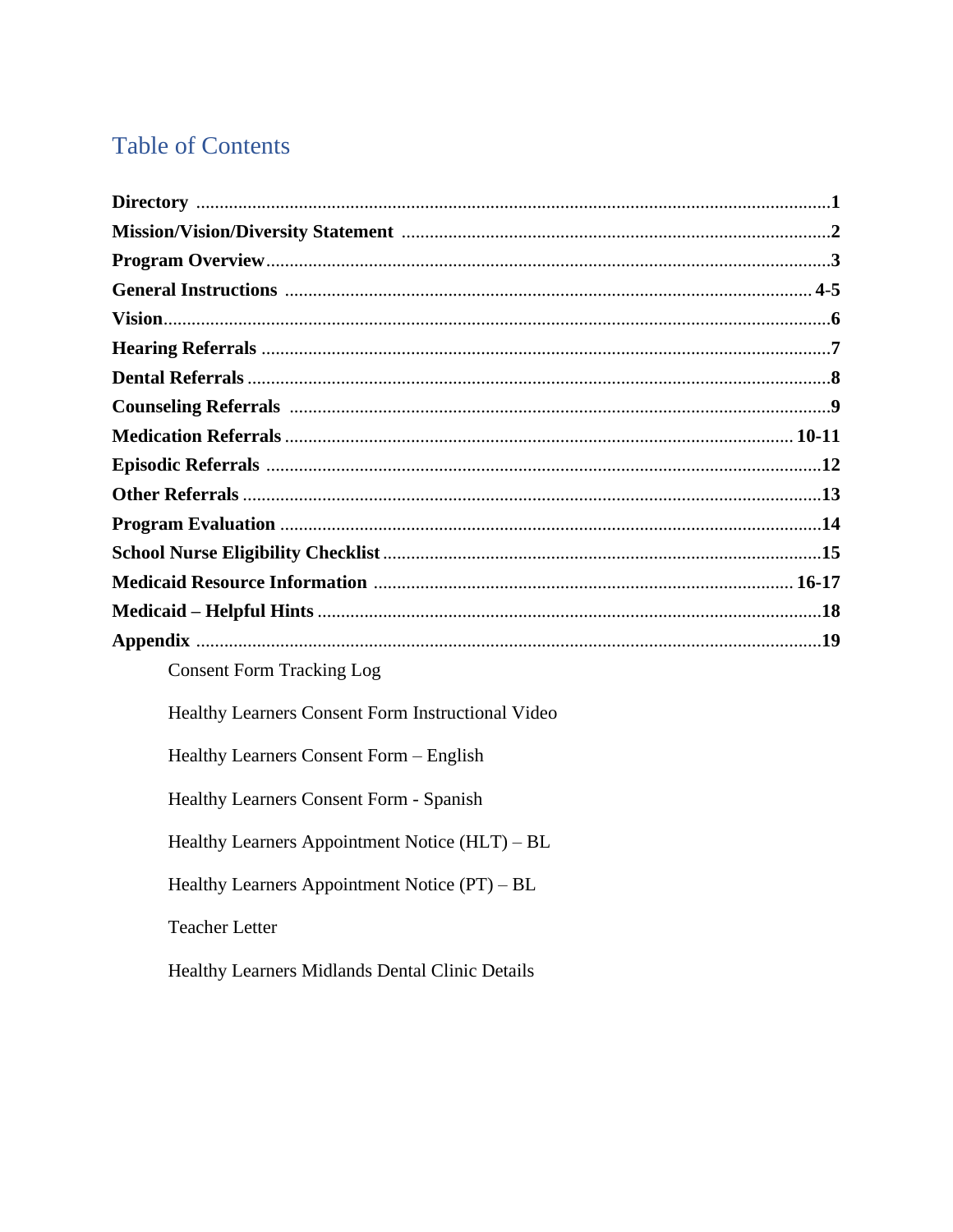# Table of Contents

**Directory** .......................................................................................................................1
**Mission/Vision/Diversity Statement** ...........................................................................2
**Program Overview**.........................................................................................................3
**General Instructions** ................................................................................................ 4-5
**Vision**...........................................................................................................................6
**Hearing Referrals** .........................................................................................................7
**Dental Referrals** ...........................................................................................................8
**Counseling Referrals** ...................................................................................................9
**Medication Referrals** ............................................................................................ 10-11
**Episodic Referrals** ......................................................................................................12
**Other Referrals** ...........................................................................................................13
**Program Evaluation** ...................................................................................................14
**School Nurse Eligibility Checklist**.............................................................................15
**Medicaid Resource Information** ......................................................................... 16-17
**Medicaid – Helpful Hints** ..........................................................................................18
**Appendix** ....................................................................................................................19

- Consent Form Tracking Log
- Healthy Learners Consent Form Instructional Video
- Healthy Learners Consent Form – English
- Healthy Learners Consent Form - Spanish
- Healthy Learners Appointment Notice (HLT) – BL
- Healthy Learners Appointment Notice (PT) – BL
- Teacher Letter
- Healthy Learners Midlands Dental Clinic Details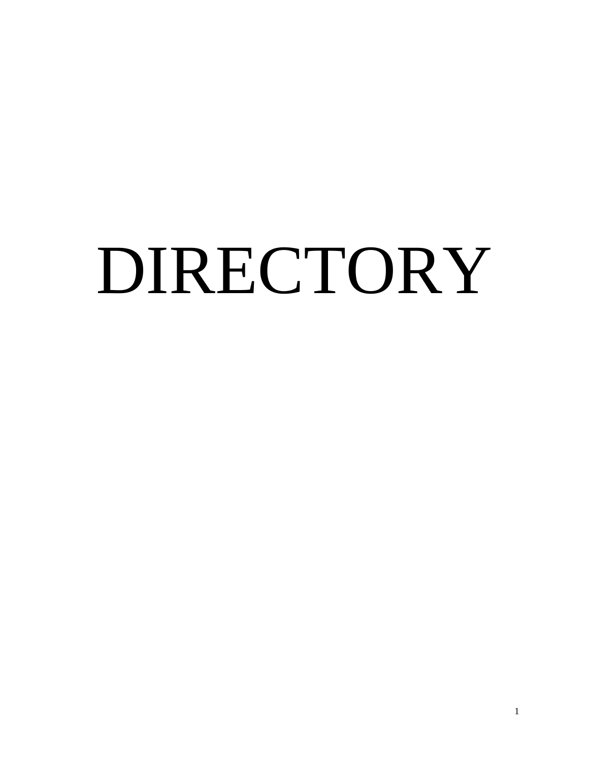# DIRECTORY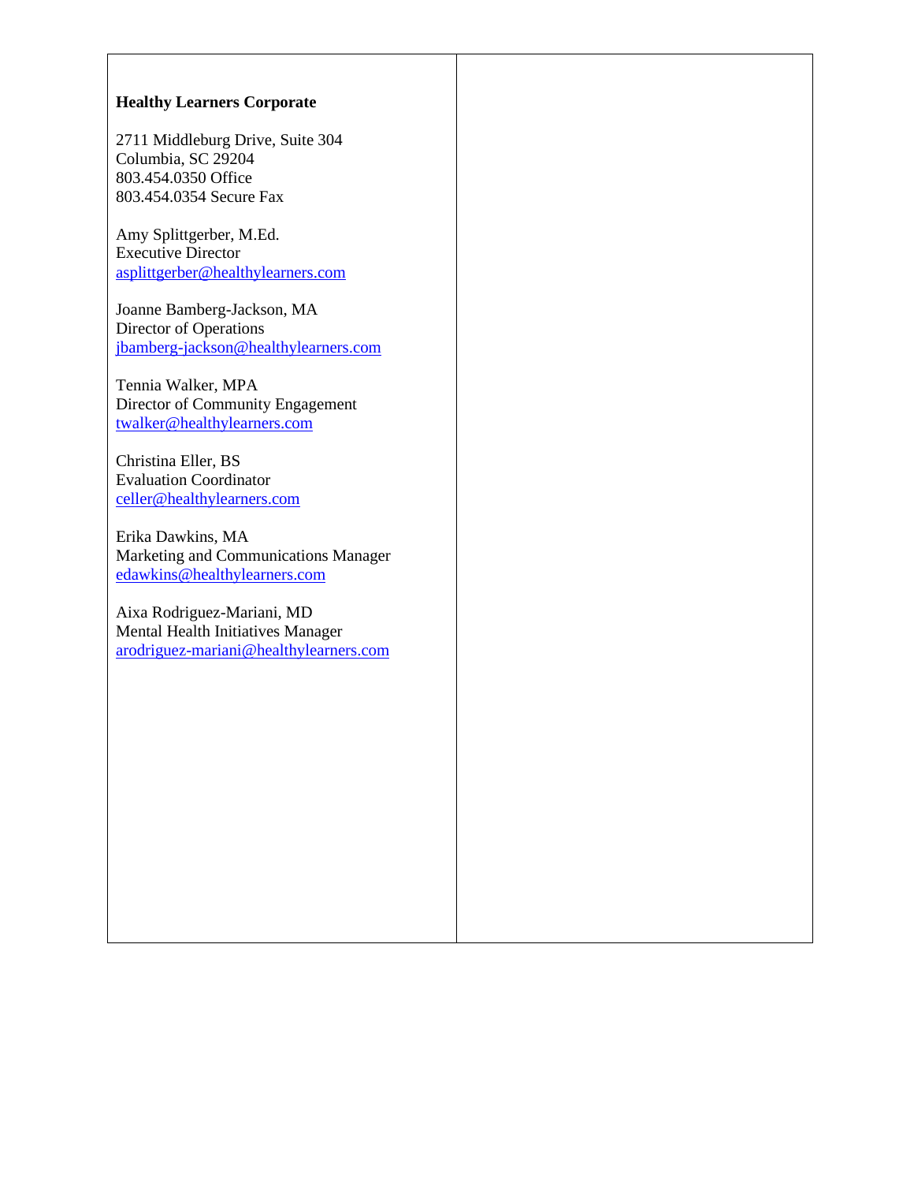**Healthy Learners Corporate**

2711 Middleburg Drive, Suite 304
Columbia, SC 29204
803.454.0350 Office
803.454.0354 Secure Fax

Amy Splittgerber, M.Ed.
Executive Director
asplittgerber@healthylearners.com

Joanne Bamberg-Jackson, MA
Director of Operations
jbamberg-jackson@healthylearners.com

Tennia Walker, MPA
Director of Community Engagement
twalker@healthylearners.com

Christina Eller, BS
Evaluation Coordinator
celler@healthylearners.com

Erika Dawkins, MA
Marketing and Communications Manager
edawkins@healthylearners.com

Aixa Rodriguez-Mariani, MD
Mental Health Initiatives Manager
arodriguez-mariani@healthylearners.com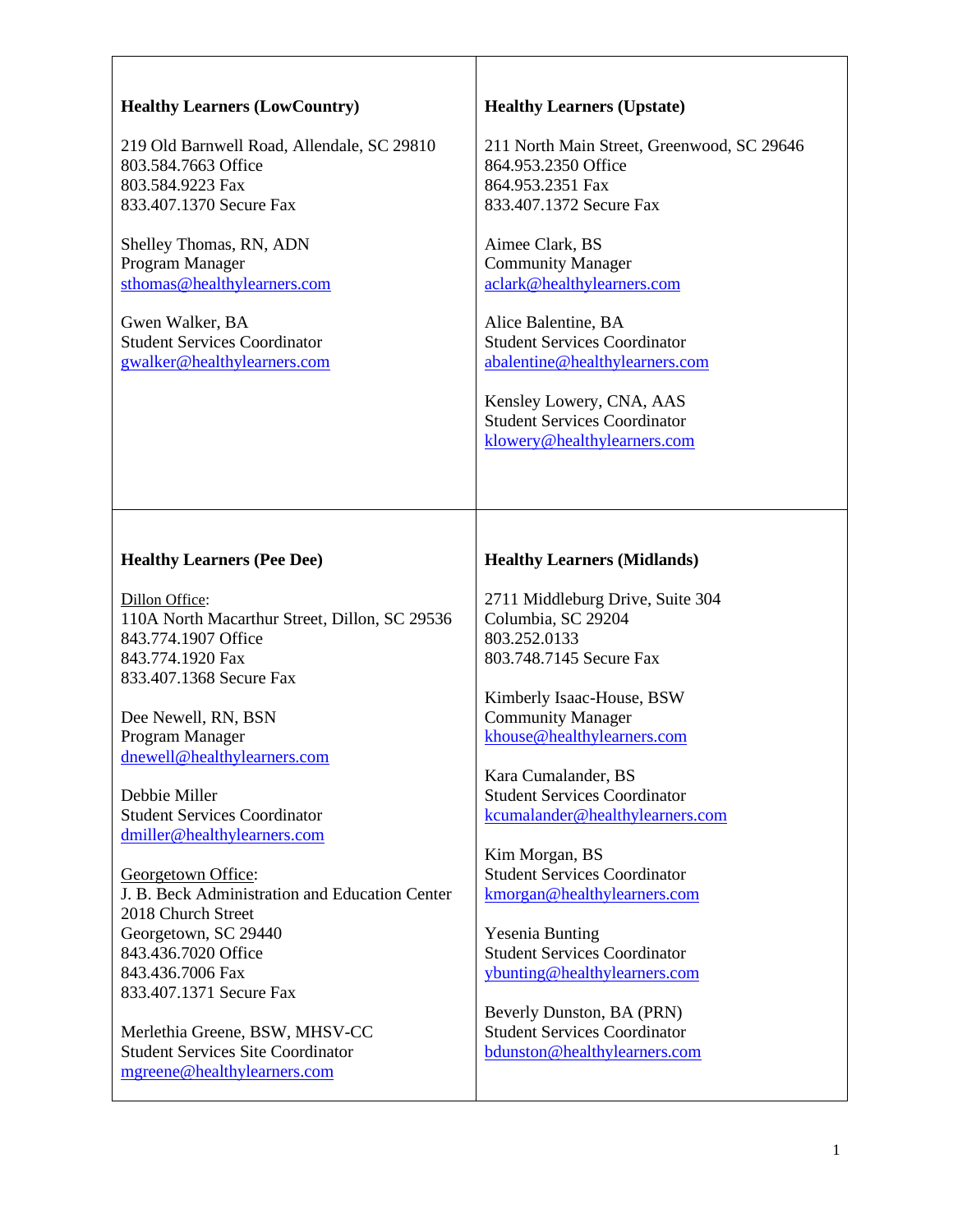**Healthy Learners (LowCountry)**

219 Old Barnwell Road, Allendale, SC 29810
803.584.7663 Office
803.584.9223 Fax
833.407.1370 Secure Fax

Shelley Thomas, RN, ADN
Program Manager
sthomas@healthylearners.com

Gwen Walker, BA
Student Services Coordinator
gwalker@healthylearners.com

**Healthy Learners (Upstate)**

211 North Main Street, Greenwood, SC 29646
864.953.2350 Office
864.953.2351 Fax
833.407.1372 Secure Fax

Aimee Clark, BS
Community Manager
aclark@healthylearners.com

Alice Balentine, BA
Student Services Coordinator
abalentine@healthylearners.com

Kensley Lowery, CNA, AAS
Student Services Coordinator
klowery@healthylearners.com

**Healthy Learners (Pee Dee)**

Dillon Office:
110A North Macarthur Street, Dillon, SC 29536
843.774.1907 Office
843.774.1920 Fax
833.407.1368 Secure Fax

Dee Newell, RN, BSN
Program Manager
dnewell@healthylearners.com

Debbie Miller
Student Services Coordinator
dmiller@healthylearners.com

Georgetown Office:
J. B. Beck Administration and Education Center
2018 Church Street
Georgetown, SC 29440
843.436.7020 Office
843.436.7006 Fax
833.407.1371 Secure Fax

Merlethia Greene, BSW, MHSV-CC
Student Services Site Coordinator
mgreene@healthylearners.com

**Healthy Learners (Midlands)**

2711 Middleburg Drive, Suite 304
Columbia, SC 29204
803.252.0133
803.748.7145 Secure Fax

Kimberly Isaac-House, BSW
Community Manager
khouse@healthylearners.com

Kara Cumalander, BS
Student Services Coordinator
kcumalander@healthylearners.com

Kim Morgan, BS
Student Services Coordinator
kmorgan@healthylearners.com

Yesenia Bunting
Student Services Coordinator
ybunting@healthylearners.com

Beverly Dunston, BA (PRN)
Student Services Coordinator
bdunston@healthylearners.com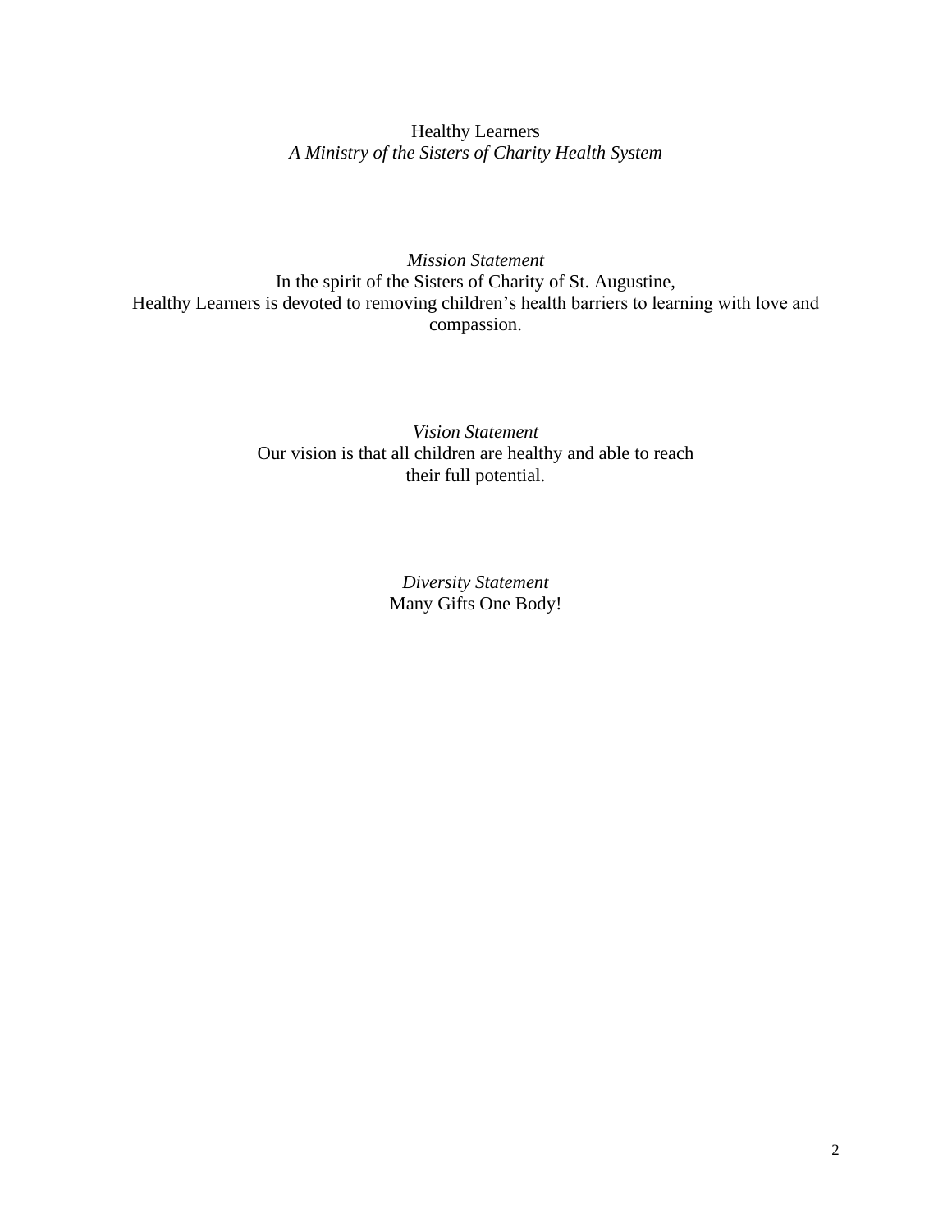Healthy Learners
*A Ministry of the Sisters of Charity Health System*

*Mission Statement*
In the spirit of the Sisters of Charity of St. Augustine,
Healthy Learners is devoted to removing children's health barriers to learning with love and compassion.

*Vision Statement*
Our vision is that all children are healthy and able to reach their full potential.

*Diversity Statement*
Many Gifts One Body!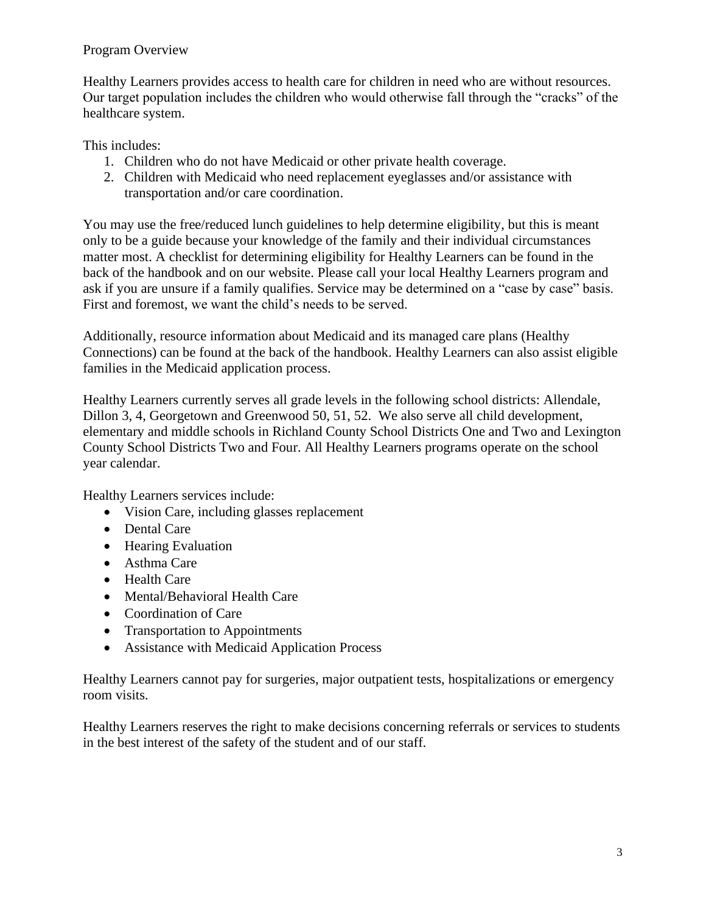## Program Overview

Healthy Learners provides access to health care for children in need who are without resources. Our target population includes the children who would otherwise fall through the "cracks" of the healthcare system.

This includes:

1. Children who do not have Medicaid or other private health coverage.
2. Children with Medicaid who need replacement eyeglasses and/or assistance with transportation and/or care coordination.

You may use the free/reduced lunch guidelines to help determine eligibility, but this is meant only to be a guide because your knowledge of the family and their individual circumstances matter most. A checklist for determining eligibility for Healthy Learners can be found in the back of the handbook and on our website. Please call your local Healthy Learners program and ask if you are unsure if a family qualifies. Service may be determined on a "case by case" basis. First and foremost, we want the child's needs to be served.

Additionally, resource information about Medicaid and its managed care plans (Healthy Connections) can be found at the back of the handbook. Healthy Learners can also assist eligible families in the Medicaid application process.

Healthy Learners currently serves all grade levels in the following school districts: Allendale, Dillon 3, 4, Georgetown and Greenwood 50, 51, 52. We also serve all child development, elementary and middle schools in Richland County School Districts One and Two and Lexington County School Districts Two and Four. All Healthy Learners programs operate on the school year calendar.

Healthy Learners services include:

- Vision Care, including glasses replacement
- Dental Care
- Hearing Evaluation
- Asthma Care
- Health Care
- Mental/Behavioral Health Care
- Coordination of Care
- Transportation to Appointments
- Assistance with Medicaid Application Process

Healthy Learners cannot pay for surgeries, major outpatient tests, hospitalizations or emergency room visits.

Healthy Learners reserves the right to make decisions concerning referrals or services to students in the best interest of the safety of the student and of our staff.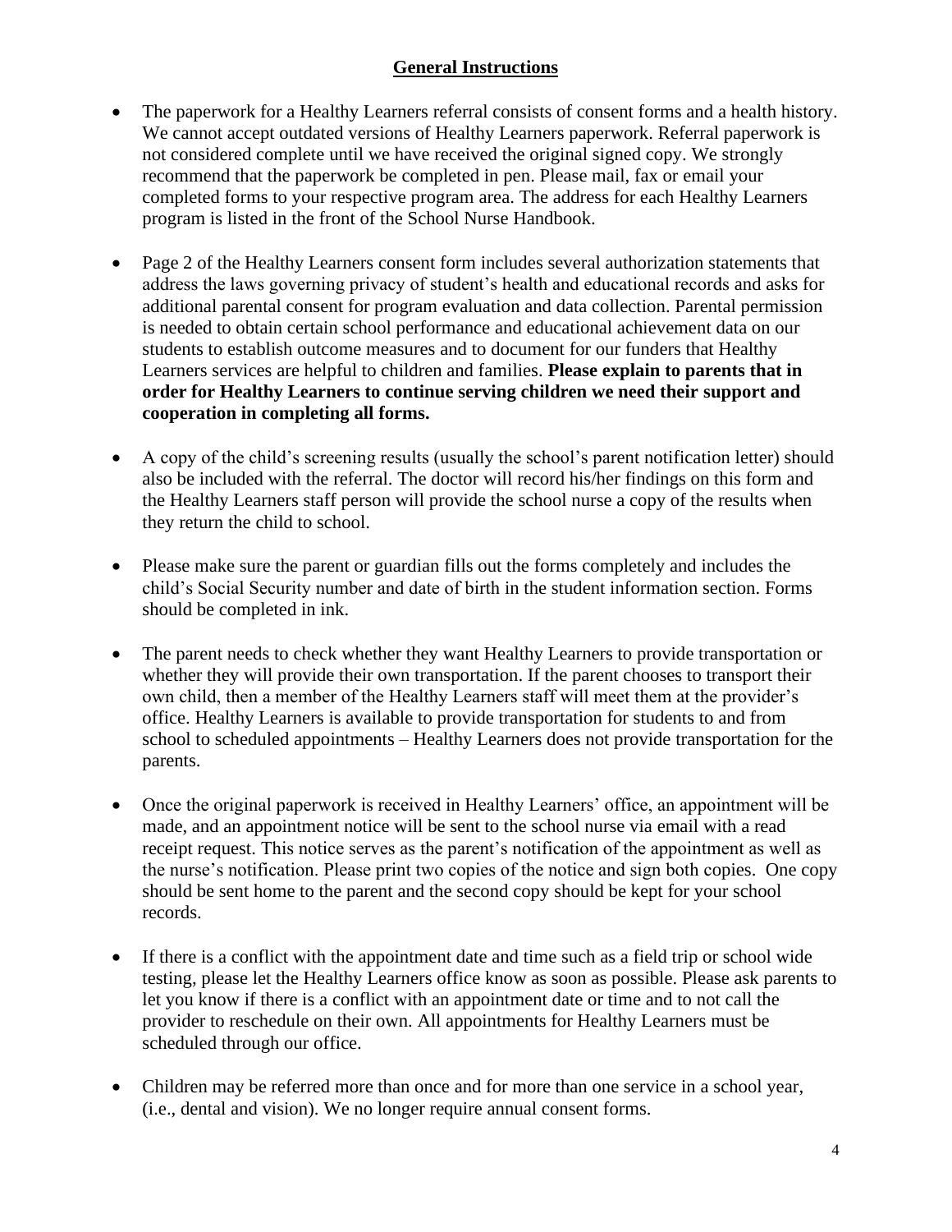## General Instructions

- The paperwork for a Healthy Learners referral consists of consent forms and a health history. We cannot accept outdated versions of Healthy Learners paperwork. Referral paperwork is not considered complete until we have received the original signed copy. We strongly recommend that the paperwork be completed in pen. Please mail, fax or email your completed forms to your respective program area. The address for each Healthy Learners program is listed in the front of the School Nurse Handbook.

- Page 2 of the Healthy Learners consent form includes several authorization statements that address the laws governing privacy of student's health and educational records and asks for additional parental consent for program evaluation and data collection. Parental permission is needed to obtain certain school performance and educational achievement data on our students to establish outcome measures and to document for our funders that Healthy Learners services are helpful to children and families. **Please explain to parents that in order for Healthy Learners to continue serving children we need their support and cooperation in completing all forms.**

- A copy of the child's screening results (usually the school's parent notification letter) should also be included with the referral. The doctor will record his/her findings on this form and the Healthy Learners staff person will provide the school nurse a copy of the results when they return the child to school.

- Please make sure the parent or guardian fills out the forms completely and includes the child's Social Security number and date of birth in the student information section. Forms should be completed in ink.

- The parent needs to check whether they want Healthy Learners to provide transportation or whether they will provide their own transportation. If the parent chooses to transport their own child, then a member of the Healthy Learners staff will meet them at the provider's office. Healthy Learners is available to provide transportation for students to and from school to scheduled appointments – Healthy Learners does not provide transportation for the parents.

- Once the original paperwork is received in Healthy Learners' office, an appointment will be made, and an appointment notice will be sent to the school nurse via email with a read receipt request. This notice serves as the parent's notification of the appointment as well as the nurse's notification. Please print two copies of the notice and sign both copies. One copy should be sent home to the parent and the second copy should be kept for your school records.

- If there is a conflict with the appointment date and time such as a field trip or school wide testing, please let the Healthy Learners office know as soon as possible. Please ask parents to let you know if there is a conflict with an appointment date or time and to not call the provider to reschedule on their own. All appointments for Healthy Learners must be scheduled through our office.

- Children may be referred more than once and for more than one service in a school year, (i.e., dental and vision). We no longer require annual consent forms.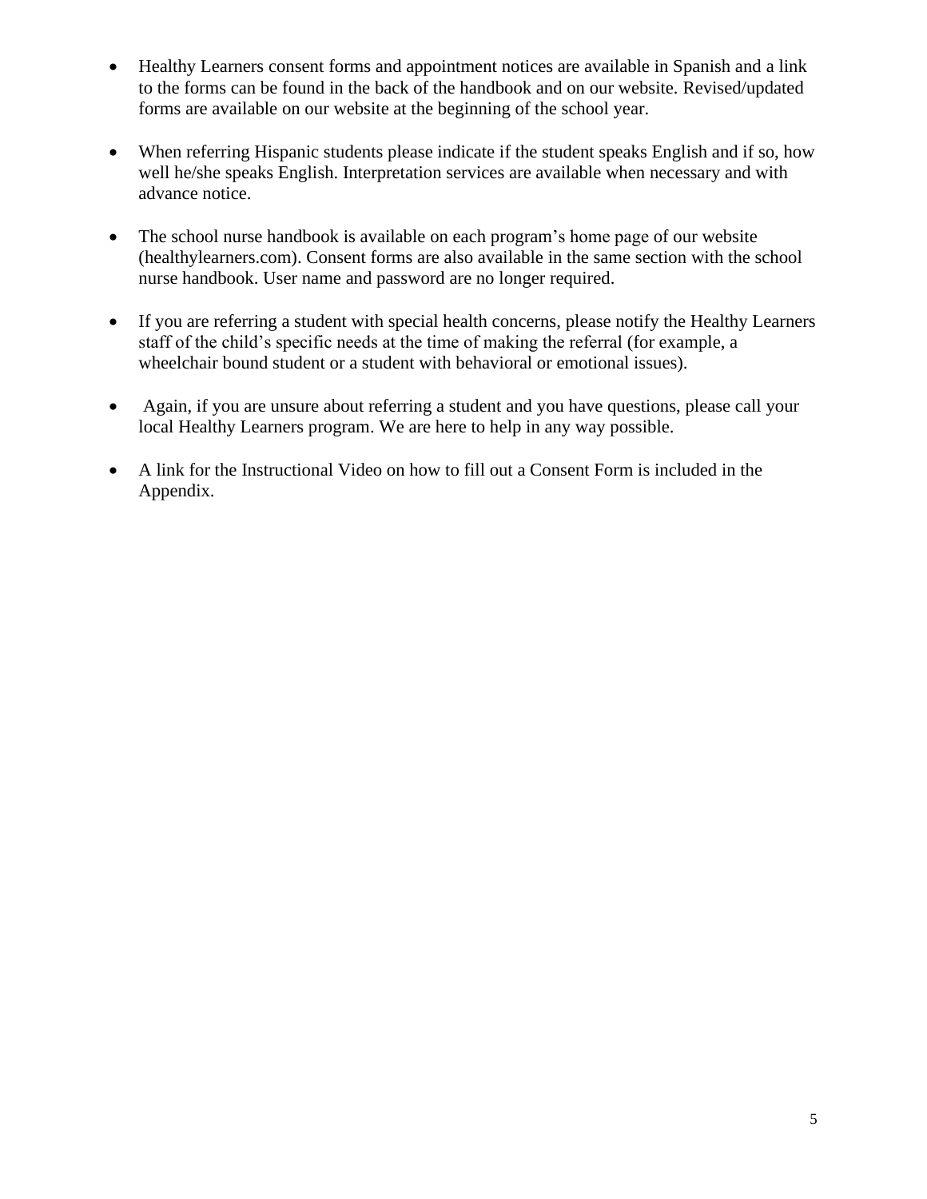- Healthy Learners consent forms and appointment notices are available in Spanish and a link to the forms can be found in the back of the handbook and on our website. Revised/updated forms are available on our website at the beginning of the school year.

- When referring Hispanic students please indicate if the student speaks English and if so, how well he/she speaks English. Interpretation services are available when necessary and with advance notice.

- The school nurse handbook is available on each program's home page of our website (healthylearners.com). Consent forms are also available in the same section with the school nurse handbook. User name and password are no longer required.

- If you are referring a student with special health concerns, please notify the Healthy Learners staff of the child's specific needs at the time of making the referral (for example, a wheelchair bound student or a student with behavioral or emotional issues).

- Again, if you are unsure about referring a student and you have questions, please call your local Healthy Learners program. We are here to help in any way possible.

- A link for the Instructional Video on how to fill out a Consent Form is included in the Appendix.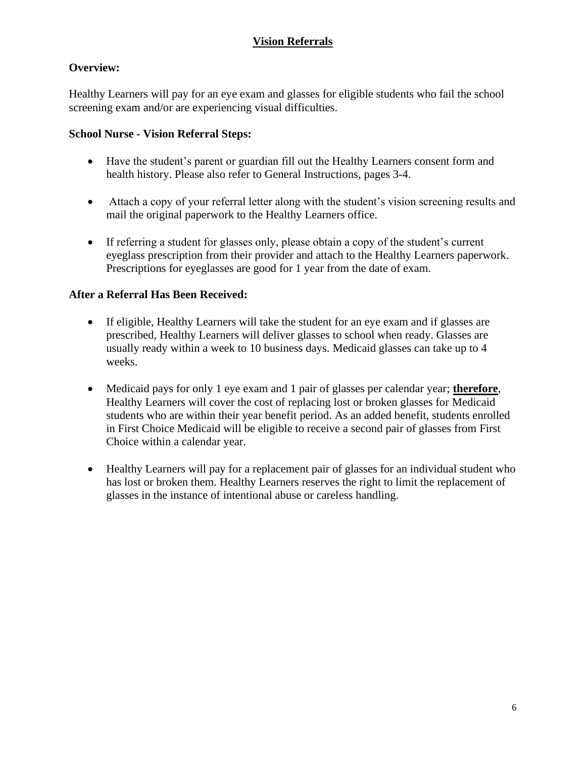# Vision Referrals

**Overview:**

Healthy Learners will pay for an eye exam and glasses for eligible students who fail the school screening exam and/or are experiencing visual difficulties.

**School Nurse - Vision Referral Steps:**

- Have the student's parent or guardian fill out the Healthy Learners consent form and health history. Please also refer to General Instructions, pages 3-4.
- Attach a copy of your referral letter along with the student's vision screening results and mail the original paperwork to the Healthy Learners office.
- If referring a student for glasses only, please obtain a copy of the student's current eyeglass prescription from their provider and attach to the Healthy Learners paperwork. Prescriptions for eyeglasses are good for 1 year from the date of exam.

**After a Referral Has Been Received:**

- If eligible, Healthy Learners will take the student for an eye exam and if glasses are prescribed, Healthy Learners will deliver glasses to school when ready. Glasses are usually ready within a week to 10 business days. Medicaid glasses can take up to 4 weeks.
- Medicaid pays for only 1 eye exam and 1 pair of glasses per calendar year; **therefore**, Healthy Learners will cover the cost of replacing lost or broken glasses for Medicaid students who are within their year benefit period. As an added benefit, students enrolled in First Choice Medicaid will be eligible to receive a second pair of glasses from First Choice within a calendar year.
- Healthy Learners will pay for a replacement pair of glasses for an individual student who has lost or broken them. Healthy Learners reserves the right to limit the replacement of glasses in the instance of intentional abuse or careless handling.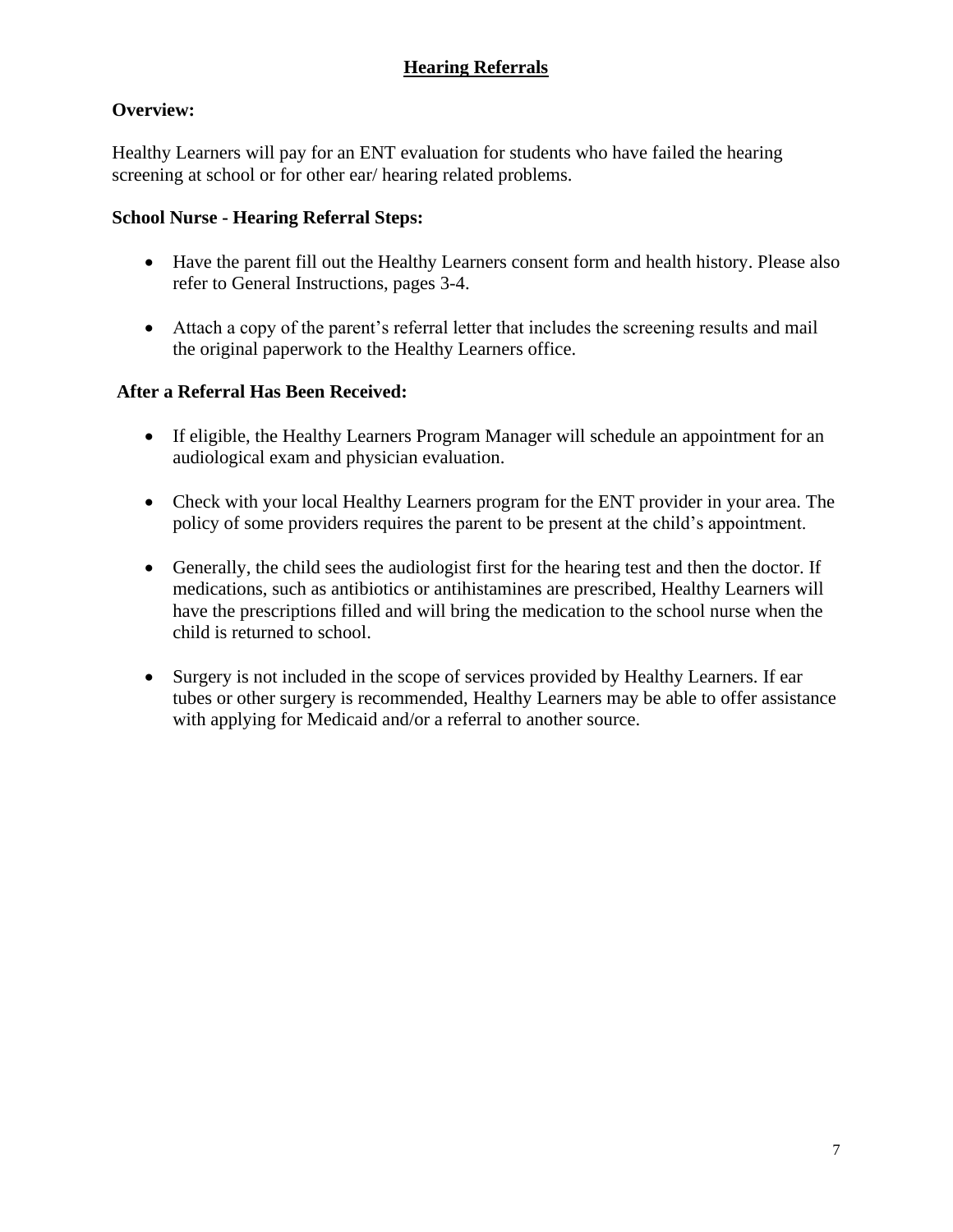# Hearing Referrals

**Overview:**

Healthy Learners will pay for an ENT evaluation for students who have failed the hearing screening at school or for other ear/ hearing related problems.

**School Nurse - Hearing Referral Steps:**

- Have the parent fill out the Healthy Learners consent form and health history. Please also refer to General Instructions, pages 3-4.
- Attach a copy of the parent's referral letter that includes the screening results and mail the original paperwork to the Healthy Learners office.

**After a Referral Has Been Received:**

- If eligible, the Healthy Learners Program Manager will schedule an appointment for an audiological exam and physician evaluation.
- Check with your local Healthy Learners program for the ENT provider in your area. The policy of some providers requires the parent to be present at the child's appointment.
- Generally, the child sees the audiologist first for the hearing test and then the doctor. If medications, such as antibiotics or antihistamines are prescribed, Healthy Learners will have the prescriptions filled and will bring the medication to the school nurse when the child is returned to school.
- Surgery is not included in the scope of services provided by Healthy Learners. If ear tubes or other surgery is recommended, Healthy Learners may be able to offer assistance with applying for Medicaid and/or a referral to another source.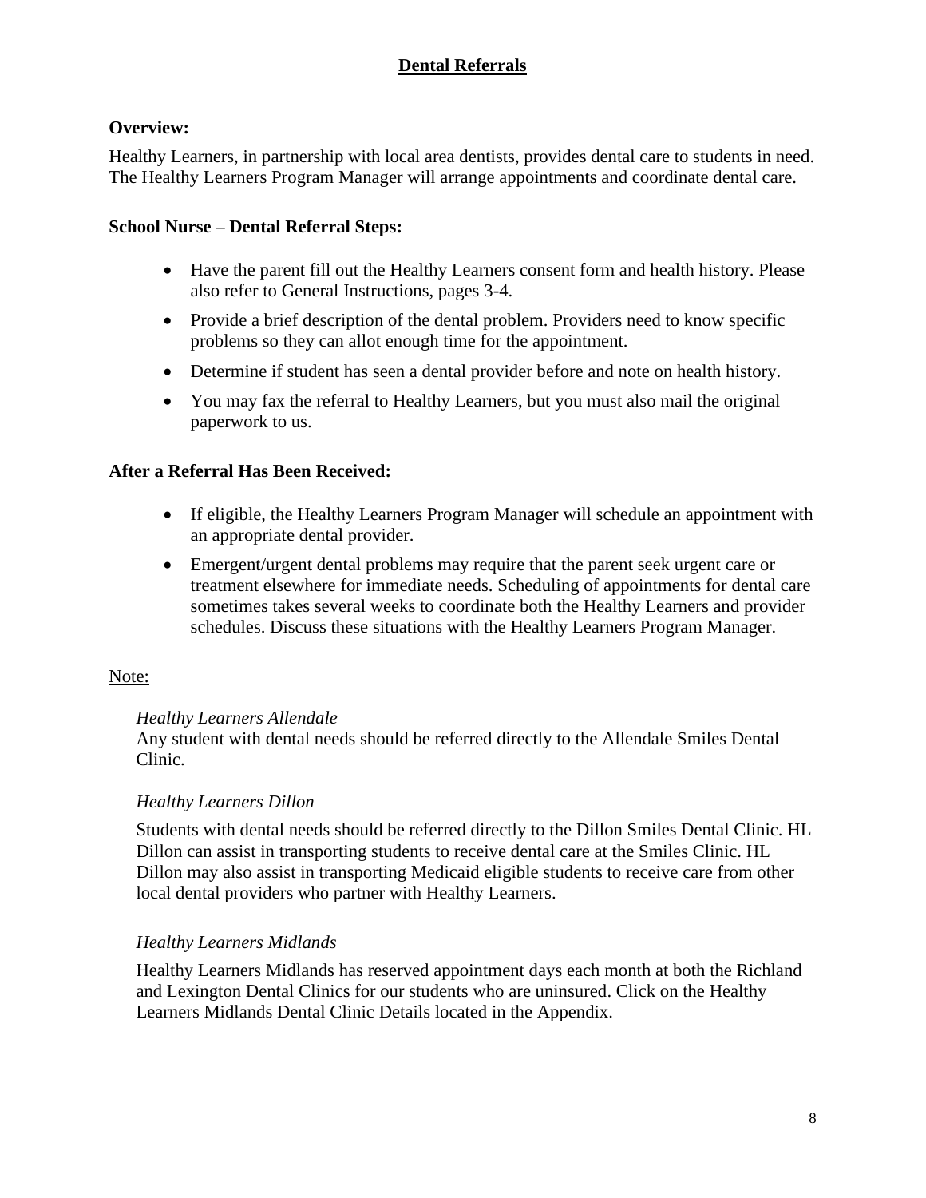# Dental Referrals

**Overview:**

Healthy Learners, in partnership with local area dentists, provides dental care to students in need. The Healthy Learners Program Manager will arrange appointments and coordinate dental care.

**School Nurse – Dental Referral Steps:**

- Have the parent fill out the Healthy Learners consent form and health history. Please also refer to General Instructions, pages 3-4.
- Provide a brief description of the dental problem. Providers need to know specific problems so they can allot enough time for the appointment.
- Determine if student has seen a dental provider before and note on health history.
- You may fax the referral to Healthy Learners, but you must also mail the original paperwork to us.

**After a Referral Has Been Received:**

- If eligible, the Healthy Learners Program Manager will schedule an appointment with an appropriate dental provider.
- Emergent/urgent dental problems may require that the parent seek urgent care or treatment elsewhere for immediate needs. Scheduling of appointments for dental care sometimes takes several weeks to coordinate both the Healthy Learners and provider schedules. Discuss these situations with the Healthy Learners Program Manager.

<u>Note:</u>

*Healthy Learners Allendale*
Any student with dental needs should be referred directly to the Allendale Smiles Dental Clinic.

*Healthy Learners Dillon*

Students with dental needs should be referred directly to the Dillon Smiles Dental Clinic. HL Dillon can assist in transporting students to receive dental care at the Smiles Clinic. HL Dillon may also assist in transporting Medicaid eligible students to receive care from other local dental providers who partner with Healthy Learners.

*Healthy Learners Midlands*

Healthy Learners Midlands has reserved appointment days each month at both the Richland and Lexington Dental Clinics for our students who are uninsured. Click on the Healthy Learners Midlands Dental Clinic Details located in the Appendix.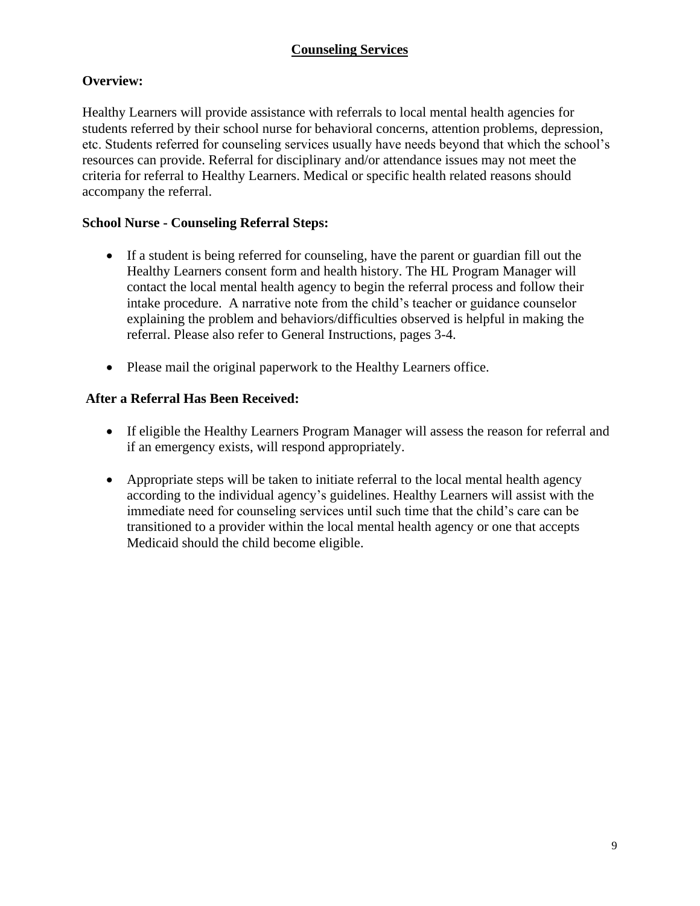# Counseling Services

### Overview:

Healthy Learners will provide assistance with referrals to local mental health agencies for students referred by their school nurse for behavioral concerns, attention problems, depression, etc. Students referred for counseling services usually have needs beyond that which the school's resources can provide. Referral for disciplinary and/or attendance issues may not meet the criteria for referral to Healthy Learners. Medical or specific health related reasons should accompany the referral.

### School Nurse - Counseling Referral Steps:

- If a student is being referred for counseling, have the parent or guardian fill out the Healthy Learners consent form and health history. The HL Program Manager will contact the local mental health agency to begin the referral process and follow their intake procedure. A narrative note from the child's teacher or guidance counselor explaining the problem and behaviors/difficulties observed is helpful in making the referral. Please also refer to General Instructions, pages 3-4.
- Please mail the original paperwork to the Healthy Learners office.

### After a Referral Has Been Received:

- If eligible the Healthy Learners Program Manager will assess the reason for referral and if an emergency exists, will respond appropriately.
- Appropriate steps will be taken to initiate referral to the local mental health agency according to the individual agency's guidelines. Healthy Learners will assist with the immediate need for counseling services until such time that the child's care can be transitioned to a provider within the local mental health agency or one that accepts Medicaid should the child become eligible.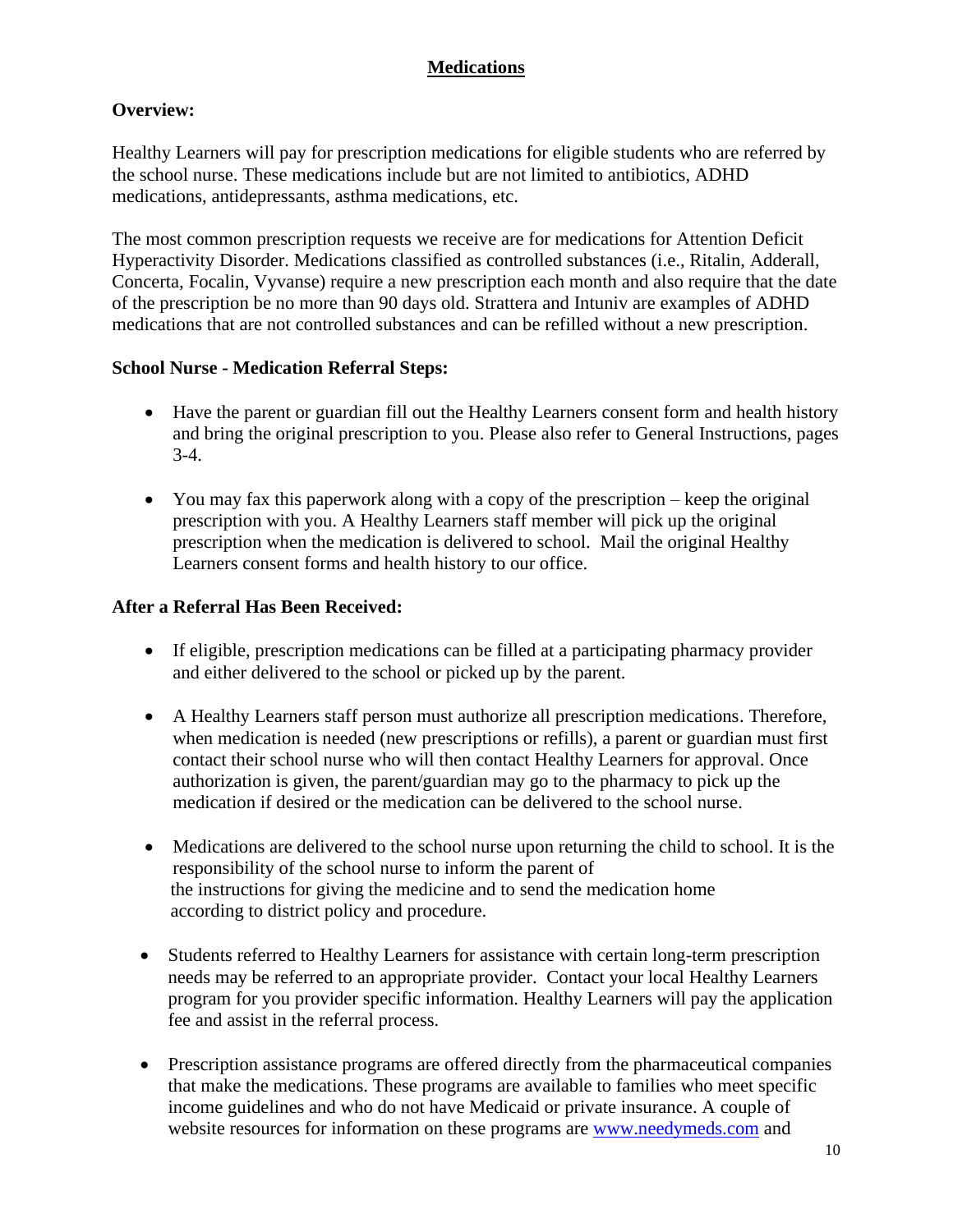# Medications

**Overview:**

Healthy Learners will pay for prescription medications for eligible students who are referred by the school nurse. These medications include but are not limited to antibiotics, ADHD medications, antidepressants, asthma medications, etc.

The most common prescription requests we receive are for medications for Attention Deficit Hyperactivity Disorder. Medications classified as controlled substances (i.e., Ritalin, Adderall, Concerta, Focalin, Vyvanse) require a new prescription each month and also require that the date of the prescription be no more than 90 days old. Strattera and Intuniv are examples of ADHD medications that are not controlled substances and can be refilled without a new prescription.

**School Nurse - Medication Referral Steps:**

- Have the parent or guardian fill out the Healthy Learners consent form and health history and bring the original prescription to you. Please also refer to General Instructions, pages 3-4.
- You may fax this paperwork along with a copy of the prescription – keep the original prescription with you. A Healthy Learners staff member will pick up the original prescription when the medication is delivered to school. Mail the original Healthy Learners consent forms and health history to our office.

**After a Referral Has Been Received:**

- If eligible, prescription medications can be filled at a participating pharmacy provider and either delivered to the school or picked up by the parent.
- A Healthy Learners staff person must authorize all prescription medications. Therefore, when medication is needed (new prescriptions or refills), a parent or guardian must first contact their school nurse who will then contact Healthy Learners for approval. Once authorization is given, the parent/guardian may go to the pharmacy to pick up the medication if desired or the medication can be delivered to the school nurse.
- Medications are delivered to the school nurse upon returning the child to school. It is the responsibility of the school nurse to inform the parent of the instructions for giving the medicine and to send the medication home according to district policy and procedure.
- Students referred to Healthy Learners for assistance with certain long-term prescription needs may be referred to an appropriate provider. Contact your local Healthy Learners program for you provider specific information. Healthy Learners will pay the application fee and assist in the referral process.
- Prescription assistance programs are offered directly from the pharmaceutical companies that make the medications. These programs are available to families who meet specific income guidelines and who do not have Medicaid or private insurance. A couple of website resources for information on these programs are [www.needymeds.com](http://www.needymeds.com) and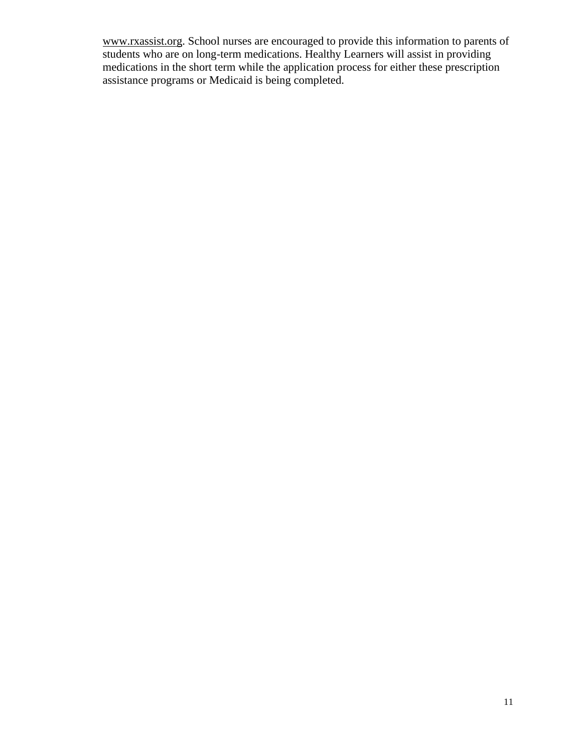www.rxassist.org. School nurses are encouraged to provide this information to parents of students who are on long-term medications. Healthy Learners will assist in providing medications in the short term while the application process for either these prescription assistance programs or Medicaid is being completed.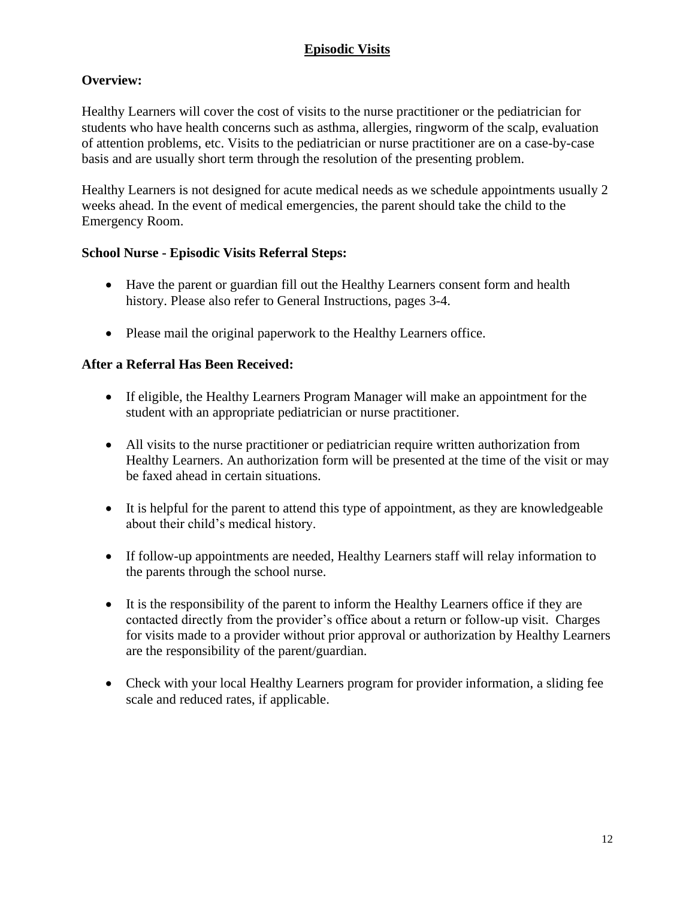# Episodic Visits

**Overview:**

Healthy Learners will cover the cost of visits to the nurse practitioner or the pediatrician for students who have health concerns such as asthma, allergies, ringworm of the scalp, evaluation of attention problems, etc. Visits to the pediatrician or nurse practitioner are on a case-by-case basis and are usually short term through the resolution of the presenting problem.

Healthy Learners is not designed for acute medical needs as we schedule appointments usually 2 weeks ahead. In the event of medical emergencies, the parent should take the child to the Emergency Room.

**School Nurse - Episodic Visits Referral Steps:**

- Have the parent or guardian fill out the Healthy Learners consent form and health history. Please also refer to General Instructions, pages 3-4.
- Please mail the original paperwork to the Healthy Learners office.

**After a Referral Has Been Received:**

- If eligible, the Healthy Learners Program Manager will make an appointment for the student with an appropriate pediatrician or nurse practitioner.
- All visits to the nurse practitioner or pediatrician require written authorization from Healthy Learners. An authorization form will be presented at the time of the visit or may be faxed ahead in certain situations.
- It is helpful for the parent to attend this type of appointment, as they are knowledgeable about their child's medical history.
- If follow-up appointments are needed, Healthy Learners staff will relay information to the parents through the school nurse.
- It is the responsibility of the parent to inform the Healthy Learners office if they are contacted directly from the provider's office about a return or follow-up visit. Charges for visits made to a provider without prior approval or authorization by Healthy Learners are the responsibility of the parent/guardian.
- Check with your local Healthy Learners program for provider information, a sliding fee scale and reduced rates, if applicable.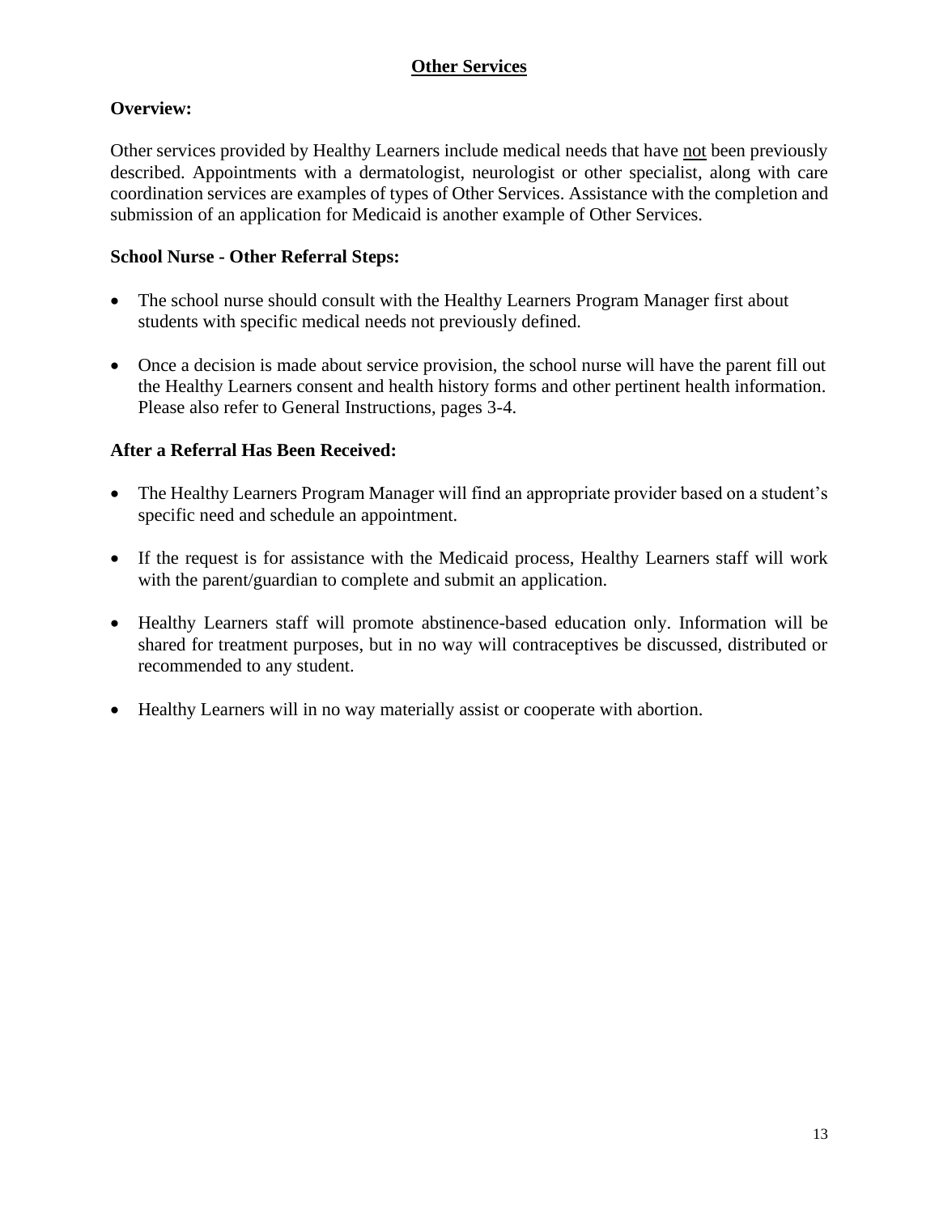## Other Services

**Overview:**

Other services provided by Healthy Learners include medical needs that have <u>not</u> been previously described. Appointments with a dermatologist, neurologist or other specialist, along with care coordination services are examples of types of Other Services. Assistance with the completion and submission of an application for Medicaid is another example of Other Services.

**School Nurse - Other Referral Steps:**

- The school nurse should consult with the Healthy Learners Program Manager first about students with specific medical needs not previously defined.
- Once a decision is made about service provision, the school nurse will have the parent fill out the Healthy Learners consent and health history forms and other pertinent health information. Please also refer to General Instructions, pages 3-4.

**After a Referral Has Been Received:**

- The Healthy Learners Program Manager will find an appropriate provider based on a student's specific need and schedule an appointment.
- If the request is for assistance with the Medicaid process, Healthy Learners staff will work with the parent/guardian to complete and submit an application.
- Healthy Learners staff will promote abstinence-based education only. Information will be shared for treatment purposes, but in no way will contraceptives be discussed, distributed or recommended to any student.
- Healthy Learners will in no way materially assist or cooperate with abortion.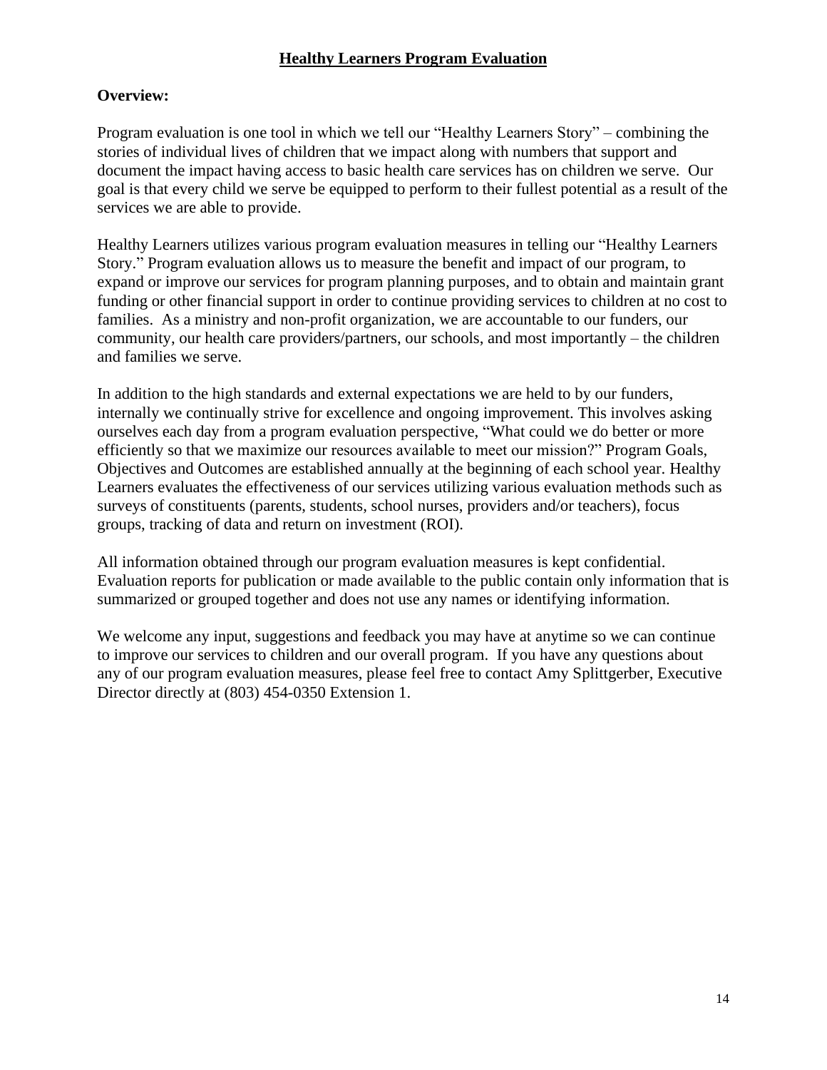# Healthy Learners Program Evaluation

**Overview:**

Program evaluation is one tool in which we tell our "Healthy Learners Story" – combining the stories of individual lives of children that we impact along with numbers that support and document the impact having access to basic health care services has on children we serve. Our goal is that every child we serve be equipped to perform to their fullest potential as a result of the services we are able to provide.

Healthy Learners utilizes various program evaluation measures in telling our "Healthy Learners Story." Program evaluation allows us to measure the benefit and impact of our program, to expand or improve our services for program planning purposes, and to obtain and maintain grant funding or other financial support in order to continue providing services to children at no cost to families. As a ministry and non-profit organization, we are accountable to our funders, our community, our health care providers/partners, our schools, and most importantly – the children and families we serve.

In addition to the high standards and external expectations we are held to by our funders, internally we continually strive for excellence and ongoing improvement. This involves asking ourselves each day from a program evaluation perspective, "What could we do better or more efficiently so that we maximize our resources available to meet our mission?" Program Goals, Objectives and Outcomes are established annually at the beginning of each school year. Healthy Learners evaluates the effectiveness of our services utilizing various evaluation methods such as surveys of constituents (parents, students, school nurses, providers and/or teachers), focus groups, tracking of data and return on investment (ROI).

All information obtained through our program evaluation measures is kept confidential. Evaluation reports for publication or made available to the public contain only information that is summarized or grouped together and does not use any names or identifying information.

We welcome any input, suggestions and feedback you may have at anytime so we can continue to improve our services to children and our overall program. If you have any questions about any of our program evaluation measures, please feel free to contact Amy Splittgerber, Executive Director directly at (803) 454-0350 Extension 1.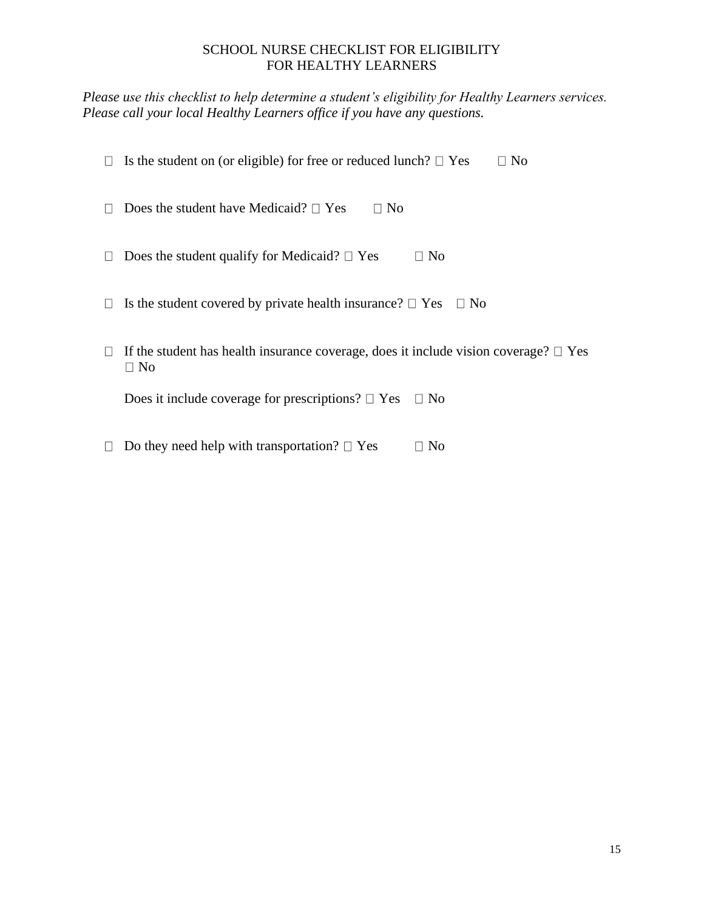# SCHOOL NURSE CHECKLIST FOR ELIGIBILITY FOR HEALTHY LEARNERS

*Please use this checklist to help determine a student's eligibility for Healthy Learners services. Please call your local Healthy Learners office if you have any questions.*

- ☐ Is the student on (or eligible) for free or reduced lunch? ☐ Yes ☐ No

- ☐ Does the student have Medicaid? ☐ Yes ☐ No

- ☐ Does the student qualify for Medicaid? ☐ Yes ☐ No

- ☐ Is the student covered by private health insurance? ☐ Yes ☐ No

- ☐ If the student has health insurance coverage, does it include vision coverage? ☐ Yes ☐ No

  Does it include coverage for prescriptions? ☐ Yes ☐ No

- ☐ Do they need help with transportation? ☐ Yes ☐ No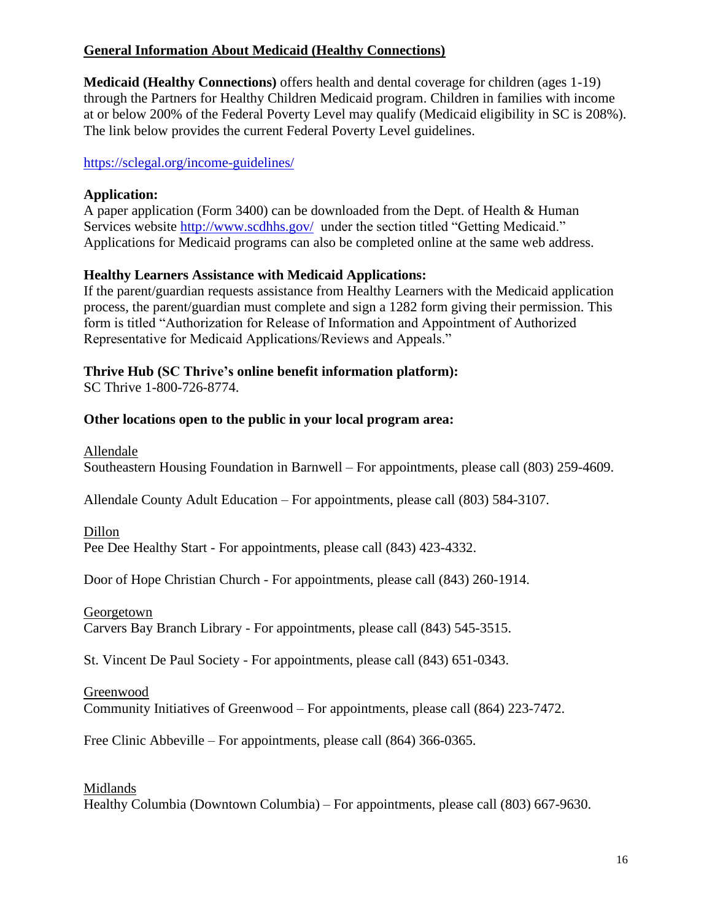## General Information About Medicaid (Healthy Connections)

**Medicaid (Healthy Connections)** offers health and dental coverage for children (ages 1-19) through the Partners for Healthy Children Medicaid program. Children in families with income at or below 200% of the Federal Poverty Level may qualify (Medicaid eligibility in SC is 208%). The link below provides the current Federal Poverty Level guidelines.

https://sclegal.org/income-guidelines/

### Application:

A paper application (Form 3400) can be downloaded from the Dept. of Health & Human Services website http://www.scdhhs.gov/ under the section titled "Getting Medicaid." Applications for Medicaid programs can also be completed online at the same web address.

### Healthy Learners Assistance with Medicaid Applications:

If the parent/guardian requests assistance from Healthy Learners with the Medicaid application process, the parent/guardian must complete and sign a 1282 form giving their permission. This form is titled "Authorization for Release of Information and Appointment of Authorized Representative for Medicaid Applications/Reviews and Appeals."

### Thrive Hub (SC Thrive's online benefit information platform):

SC Thrive 1-800-726-8774.

### Other locations open to the public in your local program area:

Allendale

Southeastern Housing Foundation in Barnwell – For appointments, please call (803) 259-4609.

Allendale County Adult Education – For appointments, please call (803) 584-3107.

Dillon

Pee Dee Healthy Start - For appointments, please call (843) 423-4332.

Door of Hope Christian Church - For appointments, please call (843) 260-1914.

Georgetown

Carvers Bay Branch Library - For appointments, please call (843) 545-3515.

St. Vincent De Paul Society - For appointments, please call (843) 651-0343.

Greenwood

Community Initiatives of Greenwood – For appointments, please call (864) 223-7472.

Free Clinic Abbeville – For appointments, please call (864) 366-0365.

Midlands

Healthy Columbia (Downtown Columbia) – For appointments, please call (803) 667-9630.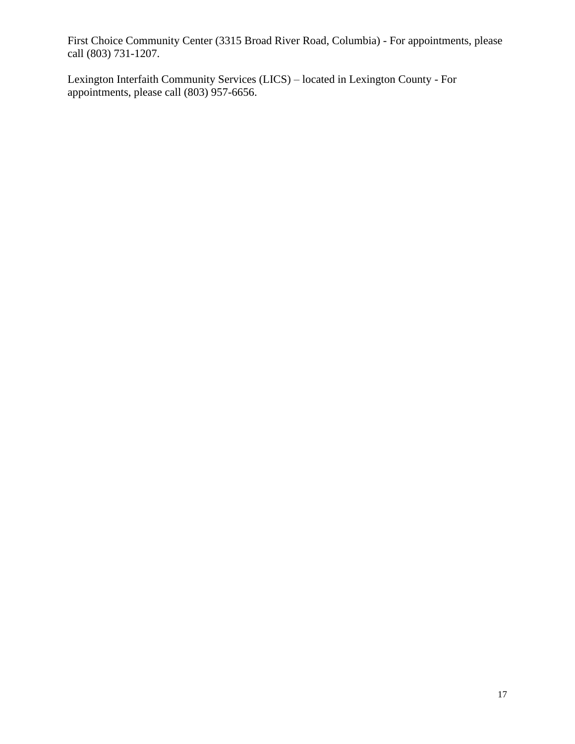First Choice Community Center (3315 Broad River Road, Columbia) - For appointments, please call (803) 731-1207.

Lexington Interfaith Community Services (LICS) – located in Lexington County - For appointments, please call (803) 957-6656.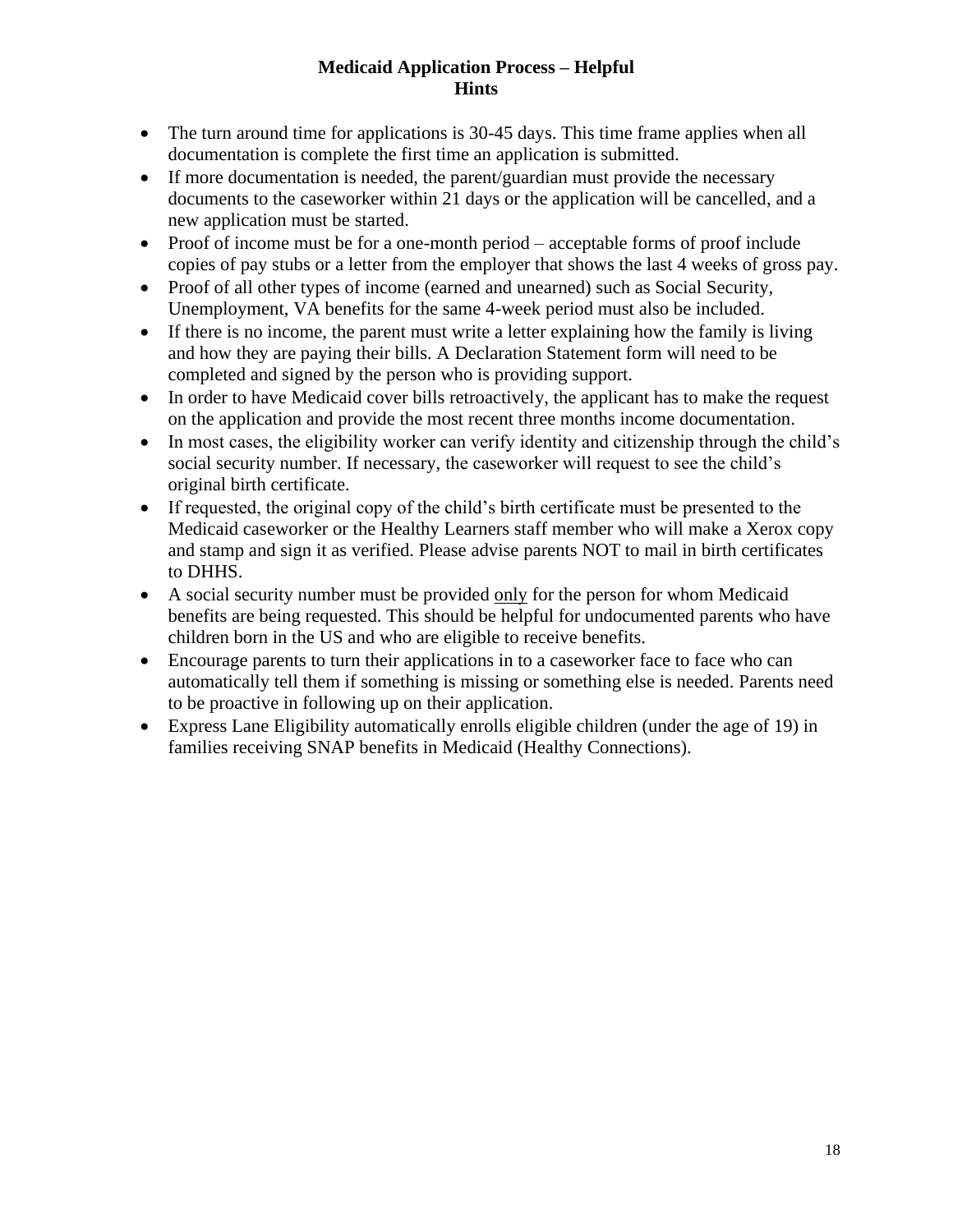# Medicaid Application Process – Helpful Hints

- The turn around time for applications is 30-45 days. This time frame applies when all documentation is complete the first time an application is submitted.
- If more documentation is needed, the parent/guardian must provide the necessary documents to the caseworker within 21 days or the application will be cancelled, and a new application must be started.
- Proof of income must be for a one-month period – acceptable forms of proof include copies of pay stubs or a letter from the employer that shows the last 4 weeks of gross pay.
- Proof of all other types of income (earned and unearned) such as Social Security, Unemployment, VA benefits for the same 4-week period must also be included.
- If there is no income, the parent must write a letter explaining how the family is living and how they are paying their bills. A Declaration Statement form will need to be completed and signed by the person who is providing support.
- In order to have Medicaid cover bills retroactively, the applicant has to make the request on the application and provide the most recent three months income documentation.
- In most cases, the eligibility worker can verify identity and citizenship through the child's social security number. If necessary, the caseworker will request to see the child's original birth certificate.
- If requested, the original copy of the child's birth certificate must be presented to the Medicaid caseworker or the Healthy Learners staff member who will make a Xerox copy and stamp and sign it as verified. Please advise parents NOT to mail in birth certificates to DHHS.
- A social security number must be provided <u>only</u> for the person for whom Medicaid benefits are being requested. This should be helpful for undocumented parents who have children born in the US and who are eligible to receive benefits.
- Encourage parents to turn their applications in to a caseworker face to face who can automatically tell them if something is missing or something else is needed. Parents need to be proactive in following up on their application.
- Express Lane Eligibility automatically enrolls eligible children (under the age of 19) in families receiving SNAP benefits in Medicaid (Healthy Connections).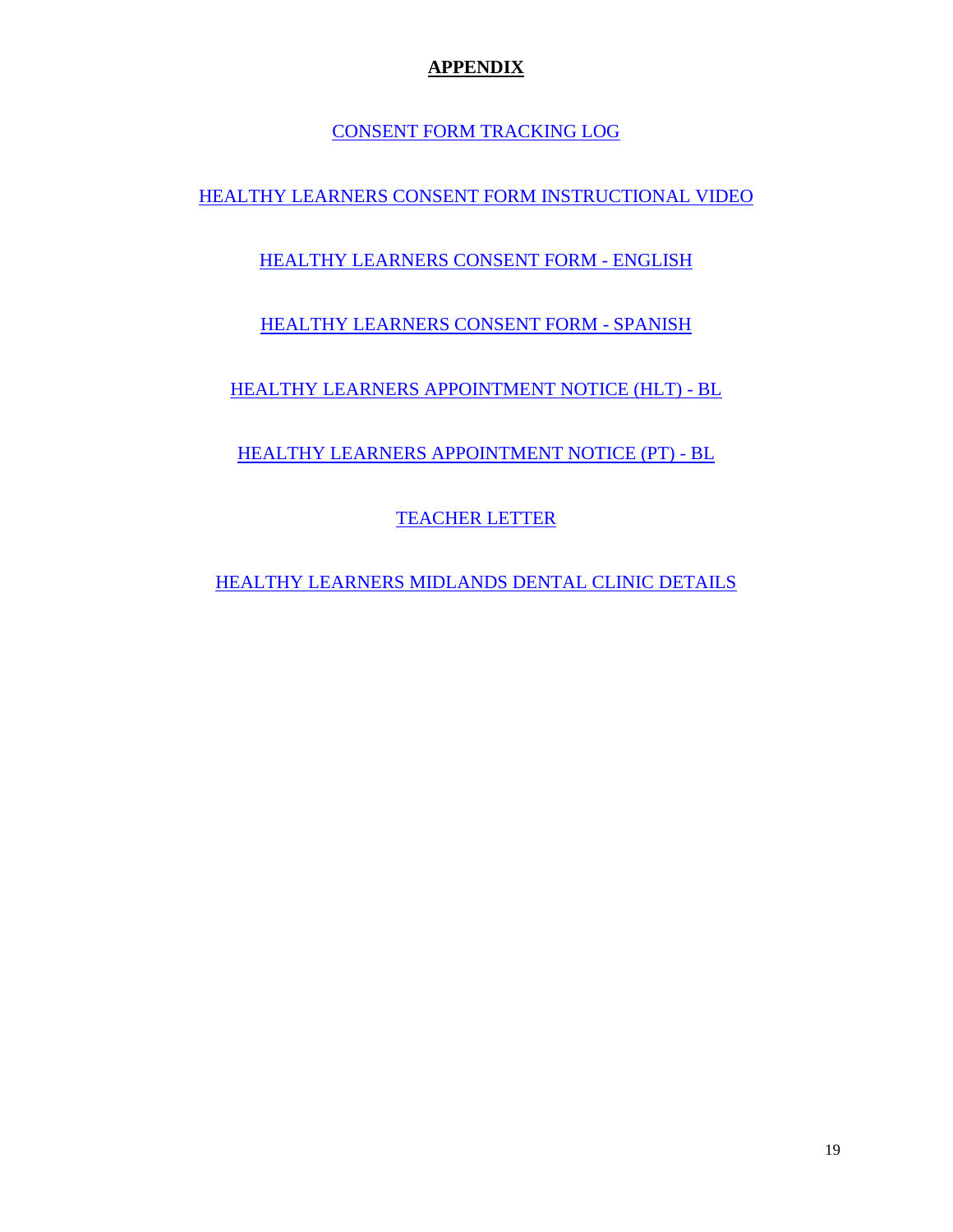# APPENDIX

CONSENT FORM TRACKING LOG

HEALTHY LEARNERS CONSENT FORM INSTRUCTIONAL VIDEO

HEALTHY LEARNERS CONSENT FORM - ENGLISH

HEALTHY LEARNERS CONSENT FORM - SPANISH

HEALTHY LEARNERS APPOINTMENT NOTICE (HLT) - BL

HEALTHY LEARNERS APPOINTMENT NOTICE (PT) - BL

TEACHER LETTER

HEALTHY LEARNERS MIDLANDS DENTAL CLINIC DETAILS